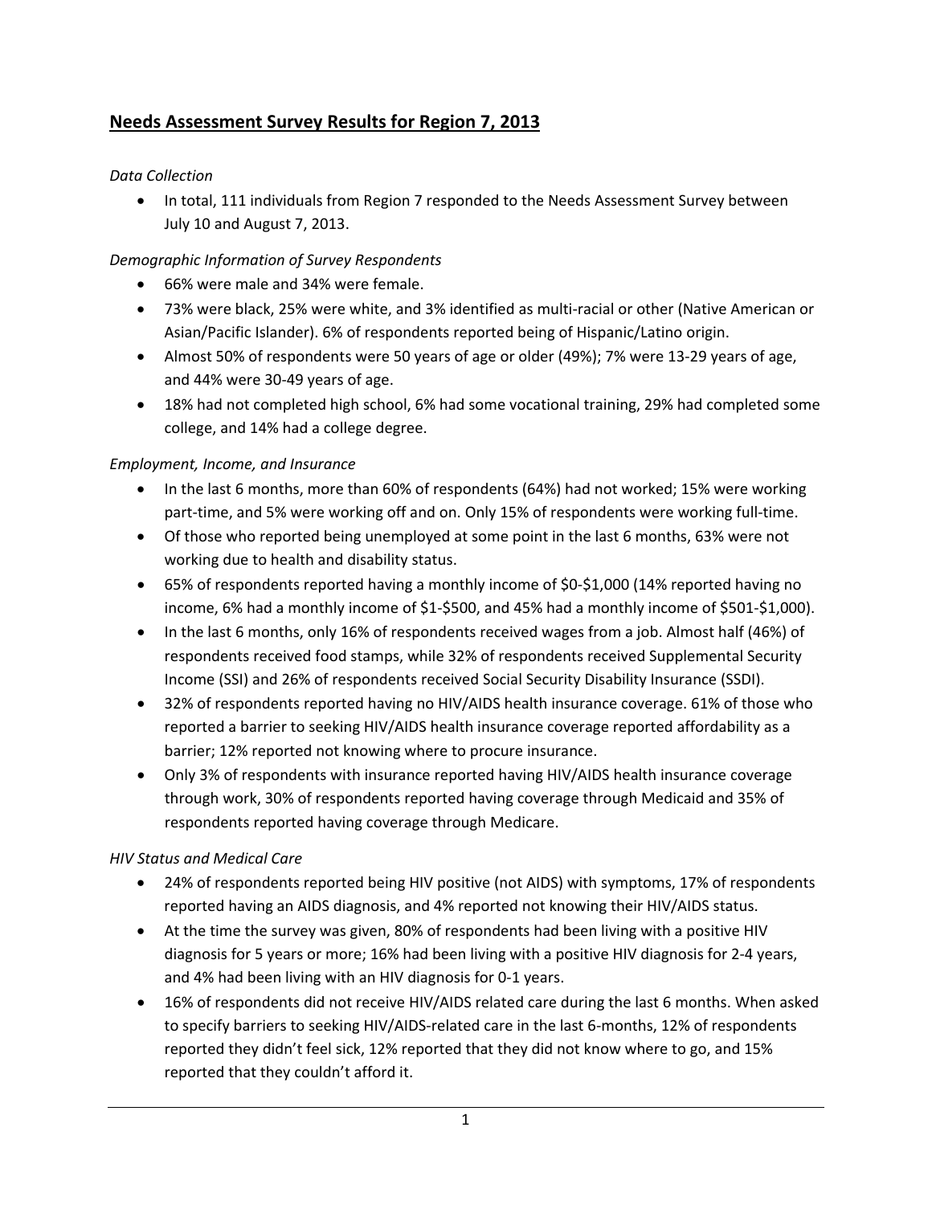# Needs Assessment Survey Results for Region 7, 2013

*Data Collection*

- In total, 111 individuals from Region 7 responded to the Needs Assessment Survey between July 10 and August 7, 2013.

*Demographic Information of Survey Respondents*

- 66% were male and 34% were female.
- 73% were black, 25% were white, and 3% identified as multi-racial or other (Native American or Asian/Pacific Islander). 6% of respondents reported being of Hispanic/Latino origin.
- Almost 50% of respondents were 50 years of age or older (49%); 7% were 13-29 years of age, and 44% were 30-49 years of age.
- 18% had not completed high school, 6% had some vocational training, 29% had completed some college, and 14% had a college degree.

*Employment, Income, and Insurance*

- In the last 6 months, more than 60% of respondents (64%) had not worked; 15% were working part-time, and 5% were working off and on. Only 15% of respondents were working full-time.
- Of those who reported being unemployed at some point in the last 6 months, 63% were not working due to health and disability status.
- 65% of respondents reported having a monthly income of $0-$1,000 (14% reported having no income, 6% had a monthly income of $1-$500, and 45% had a monthly income of $501-$1,000).
- In the last 6 months, only 16% of respondents received wages from a job. Almost half (46%) of respondents received food stamps, while 32% of respondents received Supplemental Security Income (SSI) and 26% of respondents received Social Security Disability Insurance (SSDI).
- 32% of respondents reported having no HIV/AIDS health insurance coverage. 61% of those who reported a barrier to seeking HIV/AIDS health insurance coverage reported affordability as a barrier; 12% reported not knowing where to procure insurance.
- Only 3% of respondents with insurance reported having HIV/AIDS health insurance coverage through work, 30% of respondents reported having coverage through Medicaid and 35% of respondents reported having coverage through Medicare.

*HIV Status and Medical Care*

- 24% of respondents reported being HIV positive (not AIDS) with symptoms, 17% of respondents reported having an AIDS diagnosis, and 4% reported not knowing their HIV/AIDS status.
- At the time the survey was given, 80% of respondents had been living with a positive HIV diagnosis for 5 years or more; 16% had been living with a positive HIV diagnosis for 2-4 years, and 4% had been living with an HIV diagnosis for 0-1 years.
- 16% of respondents did not receive HIV/AIDS related care during the last 6 months. When asked to specify barriers to seeking HIV/AIDS-related care in the last 6-months, 12% of respondents reported they didn't feel sick, 12% reported that they did not know where to go, and 15% reported that they couldn't afford it.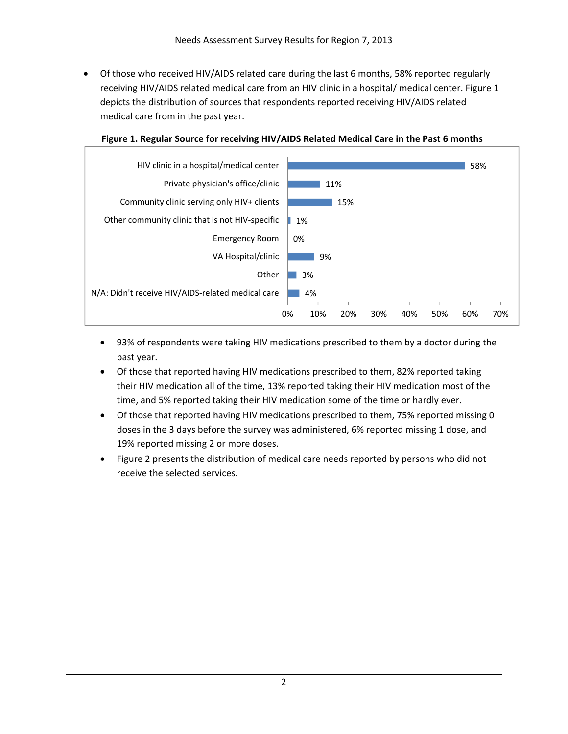- Of those who received HIV/AIDS related care during the last 6 months, 58% reported regularly receiving HIV/AIDS related medical care from an HIV clinic in a hospital/ medical center. Figure 1 depicts the distribution of sources that respondents reported receiving HIV/AIDS related medical care from in the past year.

**Figure 1. Regular Source for receiving HIV/AIDS Related Medical Care in the Past 6 months**

| Source | Percent |
|---|---|
| HIV clinic in a hospital/medical center | 58% |
| Private physician's office/clinic | 11% |
| Community clinic serving only HIV+ clients | 15% |
| Other community clinic that is not HIV-specific | 1% |
| Emergency Room | 0% |
| VA Hospital/clinic | 9% |
| Other | 3% |
| N/A: Didn't receive HIV/AIDS-related medical care | 4% |

- 93% of respondents were taking HIV medications prescribed to them by a doctor during the past year.
- Of those that reported having HIV medications prescribed to them, 82% reported taking their HIV medication all of the time, 13% reported taking their HIV medication most of the time, and 5% reported taking their HIV medication some of the time or hardly ever.
- Of those that reported having HIV medications prescribed to them, 75% reported missing 0 doses in the 3 days before the survey was administered, 6% reported missing 1 dose, and 19% reported missing 2 or more doses.
- Figure 2 presents the distribution of medical care needs reported by persons who did not receive the selected services.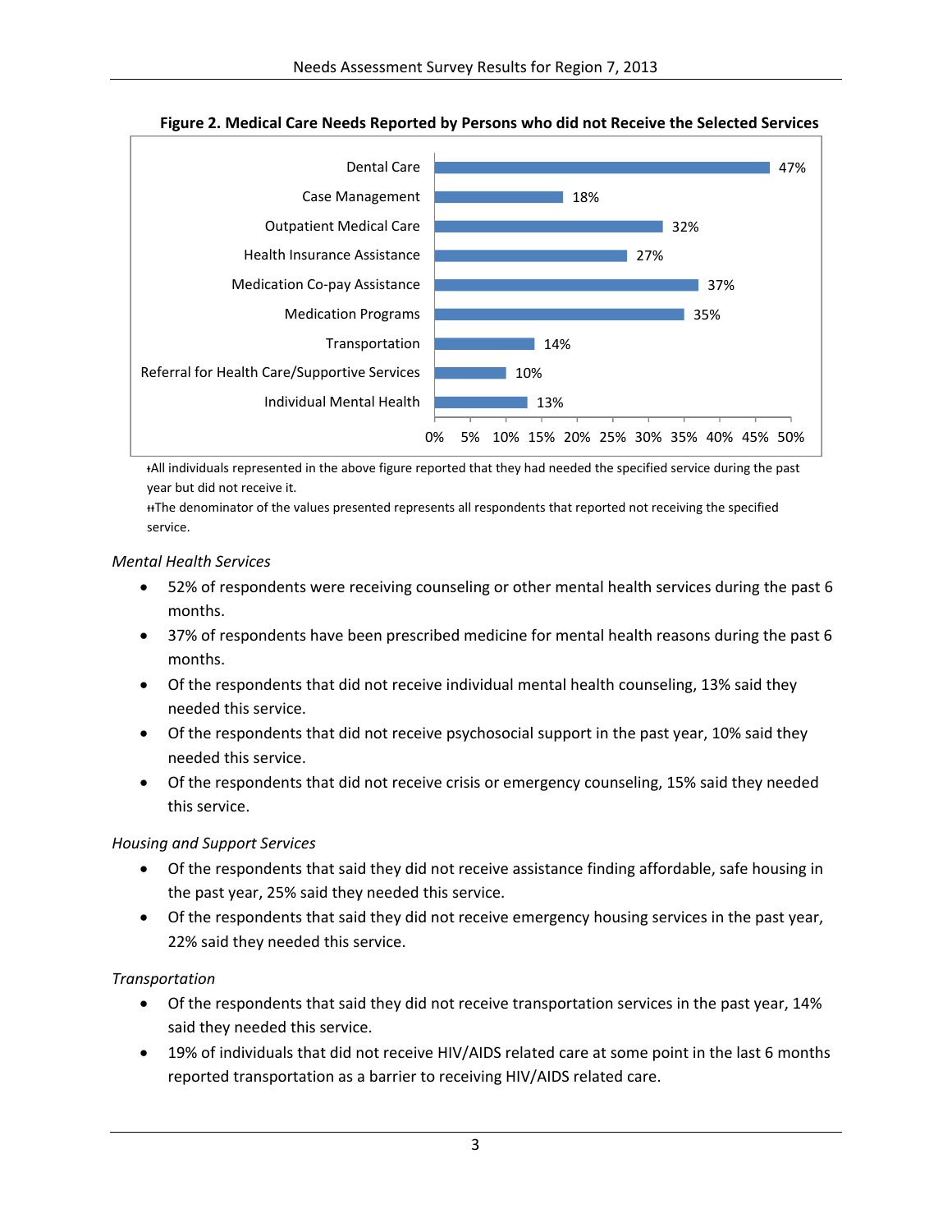**Figure 2. Medical Care Needs Reported by Persons who did not Receive the Selected Services**

Dental Care 47%
Case Management 18%
Outpatient Medical Care 32%
Health Insurance Assistance 27%
Medication Co-pay Assistance 37%
Medication Programs 35%
Transportation 14%
Referral for Health Care/Supportive Services 10%
Individual Mental Health 13%

0% 5% 10% 15% 20% 25% 30% 35% 40% 45% 50%

ǂAll individuals represented in the above figure reported that they had needed the specified service during the past year but did not receive it.

ǂǂThe denominator of the values presented represents all respondents that reported not receiving the specified service.

*Mental Health Services*

- 52% of respondents were receiving counseling or other mental health services during the past 6 months.
- 37% of respondents have been prescribed medicine for mental health reasons during the past 6 months.
- Of the respondents that did not receive individual mental health counseling, 13% said they needed this service.
- Of the respondents that did not receive psychosocial support in the past year, 10% said they needed this service.
- Of the respondents that did not receive crisis or emergency counseling, 15% said they needed this service.

*Housing and Support Services*

- Of the respondents that said they did not receive assistance finding affordable, safe housing in the past year, 25% said they needed this service.
- Of the respondents that said they did not receive emergency housing services in the past year, 22% said they needed this service.

*Transportation*

- Of the respondents that said they did not receive transportation services in the past year, 14% said they needed this service.
- 19% of individuals that did not receive HIV/AIDS related care at some point in the last 6 months reported transportation as a barrier to receiving HIV/AIDS related care.